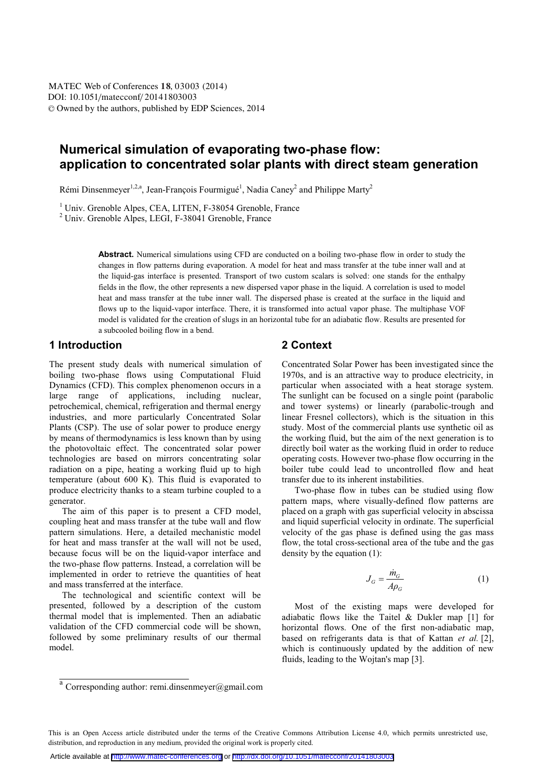# Numerical simulation of evaporating two-phase flow: application to concentrated solar plants with direct steam generation

Rémi Dinsenmeyer[1,2,a], Jean-François Fourmigué[1], Nadia Caney[2] and Philippe Marty[2]

[1] Univ. Grenoble Alpes, CEA, LITEN, F-38054 Grenoble, France
[2] Univ. Grenoble Alpes, LEGI, F-38041 Grenoble, France

**Abstract.** Numerical simulations using CFD are conducted on a boiling two-phase flow in order to study the changes in flow patterns during evaporation. A model for heat and mass transfer at the tube inner wall and at the liquid-gas interface is presented. Transport of two custom scalars is solved: one stands for the enthalpy fields in the flow, the other represents a new dispersed vapor phase in the liquid. A correlation is used to model heat and mass transfer at the tube inner wall. The dispersed phase is created at the surface in the liquid and flows up to the liquid-vapor interface. There, it is transformed into actual vapor phase. The multiphase VOF model is validated for the creation of slugs in an horizontal tube for an adiabatic flow. Results are presented for a subcooled boiling flow in a bend.

## 1 Introduction

The present study deals with numerical simulation of boiling two-phase flows using Computational Fluid Dynamics (CFD). This complex phenomenon occurs in a large range of applications, including nuclear, petrochemical, chemical, refrigeration and thermal energy industries, and more particularly Concentrated Solar Plants (CSP). The use of solar power to produce energy by means of thermodynamics is less known than by using the photovoltaic effect. The concentrated solar power technologies are based on mirrors concentrating solar radiation on a pipe, heating a working fluid up to high temperature (about 600 K). This fluid is evaporated to produce electricity thanks to a steam turbine coupled to a generator.

The aim of this paper is to present a CFD model, coupling heat and mass transfer at the tube wall and flow pattern simulations. Here, a detailed mechanistic model for heat and mass transfer at the wall will not be used, because focus will be on the liquid-vapor interface and the two-phase flow patterns. Instead, a correlation will be implemented in order to retrieve the quantities of heat and mass transferred at the interface.

The technological and scientific context will be presented, followed by a description of the custom thermal model that is implemented. Then an adiabatic validation of the CFD commercial code will be shown, followed by some preliminary results of our thermal model.

## 2 Context

Concentrated Solar Power has been investigated since the 1970s, and is an attractive way to produce electricity, in particular when associated with a heat storage system. The sunlight can be focused on a single point (parabolic and tower systems) or linearly (parabolic-trough and linear Fresnel collectors), which is the situation in this study. Most of the commercial plants use synthetic oil as the working fluid, but the aim of the next generation is to directly boil water as the working fluid in order to reduce operating costs. However two-phase flow occurring in the boiler tube could lead to uncontrolled flow and heat transfer due to its inherent instabilities.

Two-phase flow in tubes can be studied using flow pattern maps, where visually-defined flow patterns are placed on a graph with gas superficial velocity in abscissa and liquid superficial velocity in ordinate. The superficial velocity of the gas phase is defined using the gas mass flow, the total cross-sectional area of the tube and the gas density by the equation (1):

$$J_G = \frac{\dot{m}_G}{A\rho_G} \tag{1}$$

Most of the existing maps were developed for adiabatic flows like the Taitel & Dukler map [1] for horizontal flows. One of the first non-adiabatic map, based on refrigerants data is that of Kattan *et al.* [2], which is continuously updated by the addition of new fluids, leading to the Wojtan's map [3].

[a] Corresponding author: remi.dinsenmeyer@gmail.com

This is an Open Access article distributed under the terms of the Creative Commons Attribution License 4.0, which permits unrestricted use, distribution, and reproduction in any medium, provided the original work is properly cited.

Article available at http://www.matec-conferences.org or http://dx.doi.org/10.1051/matecconf/20141803003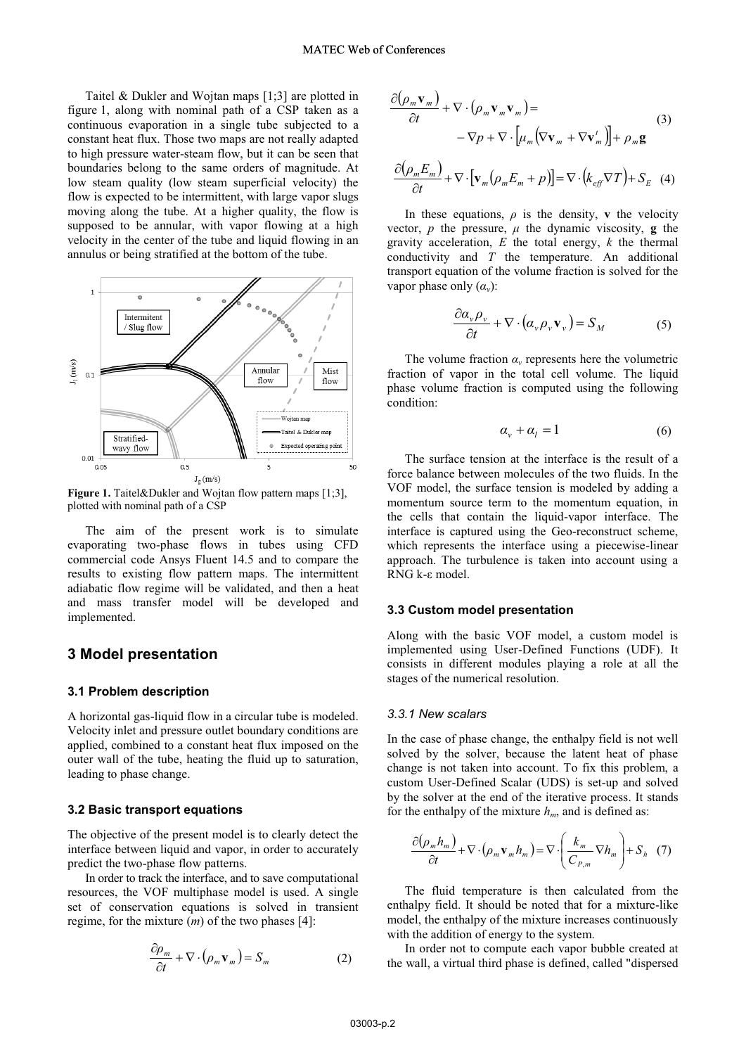Taitel & Dukler and Wojtan maps [1;3] are plotted in figure 1, along with nominal path of a CSP taken as a continuous evaporation in a single tube subjected to a constant heat flux. Those two maps are not really adapted to high pressure water-steam flow, but it can be seen that boundaries belong to the same orders of magnitude. At low steam quality (low steam superficial velocity) the flow is expected to be intermittent, with large vapor slugs moving along the tube. At a higher quality, the flow is supposed to be annular, with vapor flowing at a high velocity in the center of the tube and liquid flowing in an annulus or being stratified at the bottom of the tube.

**Figure 1.** Taitel&Dukler and Wojtan flow pattern maps [1;3], plotted with nominal path of a CSP

The aim of the present work is to simulate evaporating two-phase flows in tubes using CFD commercial code Ansys Fluent 14.5 and to compare the results to existing flow pattern maps. The intermittent adiabatic flow regime will be validated, and then a heat and mass transfer model will be developed and implemented.

# 3 Model presentation

## 3.1 Problem description

A horizontal gas-liquid flow in a circular tube is modeled. Velocity inlet and pressure outlet boundary conditions are applied, combined to a constant heat flux imposed on the outer wall of the tube, heating the fluid up to saturation, leading to phase change.

## 3.2 Basic transport equations

The objective of the present model is to clearly detect the interface between liquid and vapor, in order to accurately predict the two-phase flow patterns.

In order to track the interface, and to save computational resources, the VOF multiphase model is used. A single set of conservation equations is solved in transient regime, for the mixture ($m$) of the two phases [4]:

$$\frac{\partial \rho_m}{\partial t} + \nabla \cdot (\rho_m \mathbf{v}_m) = S_m \quad (2)$$

$$\frac{\partial (\rho_m \mathbf{v}_m)}{\partial t} + \nabla \cdot (\rho_m \mathbf{v}_m \mathbf{v}_m) = -\nabla p + \nabla \cdot \left[\mu_m \left(\nabla \mathbf{v}_m + \nabla \mathbf{v}_m^t\right)\right] + \rho_m \mathbf{g} \quad (3)$$

$$\frac{\partial (\rho_m E_m)}{\partial t} + \nabla \cdot \left[\mathbf{v}_m (\rho_m E_m + p)\right] = \nabla \cdot \left(k_{eff} \nabla T\right) + S_E \quad (4)$$

In these equations, $\rho$ is the density, $\mathbf{v}$ the velocity vector, $p$ the pressure, $\mu$ the dynamic viscosity, $\mathbf{g}$ the gravity acceleration, $E$ the total energy, $k$ the thermal conductivity and $T$ the temperature. An additional transport equation of the volume fraction is solved for the vapor phase only ($\alpha_v$):

$$\frac{\partial \alpha_v \rho_v}{\partial t} + \nabla \cdot (\alpha_v \rho_v \mathbf{v}_v) = S_M \quad (5)$$

The volume fraction $\alpha_v$ represents here the volumetric fraction of vapor in the total cell volume. The liquid phase volume fraction is computed using the following condition:

$$\alpha_v + \alpha_l = 1 \quad (6)$$

The surface tension at the interface is the result of a force balance between molecules of the two fluids. In the VOF model, the surface tension is modeled by adding a momentum source term to the momentum equation, in the cells that contain the liquid-vapor interface. The interface is captured using the Geo-reconstruct scheme, which represents the interface using a piecewise-linear approach. The turbulence is taken into account using a RNG k-ε model.

## 3.3 Custom model presentation

Along with the basic VOF model, a custom model is implemented using User-Defined Functions (UDF). It consists in different modules playing a role at all the stages of the numerical resolution.

### *3.3.1 New scalars*

In the case of phase change, the enthalpy field is not well solved by the solver, because the latent heat of phase change is not taken into account. To fix this problem, a custom User-Defined Scalar (UDS) is set-up and solved by the solver at the end of the iterative process. It stands for the enthalpy of the mixture $h_m$, and is defined as:

$$\frac{\partial (\rho_m h_m)}{\partial t} + \nabla \cdot (\rho_m \mathbf{v}_m h_m) = \nabla \cdot \left(\frac{k_m}{C_{P,m}} \nabla h_m\right) + S_h \quad (7)$$

The fluid temperature is then calculated from the enthalpy field. It should be noted that for a mixture-like model, the enthalpy of the mixture increases continuously with the addition of energy to the system.

In order not to compute each vapor bubble created at the wall, a virtual third phase is defined, called "dispersed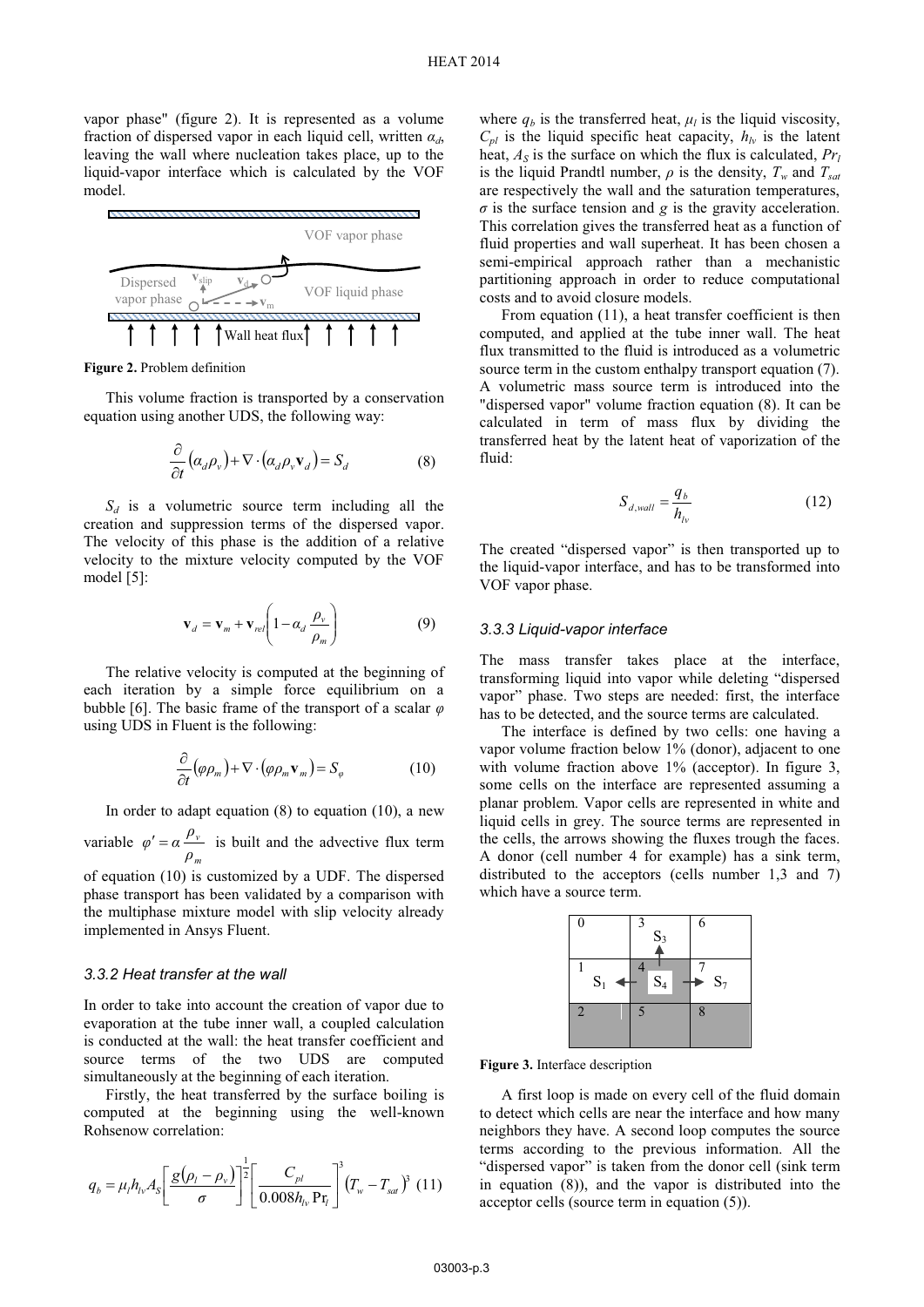vapor phase" (figure 2). It is represented as a volume fraction of dispersed vapor in each liquid cell, written $\alpha_d$, leaving the wall where nucleation takes place, up to the liquid-vapor interface which is calculated by the VOF model.

**Figure 2.** Problem definition

This volume fraction is transported by a conservation equation using another UDS, the following way:

$$\frac{\partial}{\partial t}\left(\alpha_d \rho_v\right) + \nabla \cdot \left(\alpha_d \rho_v \mathbf{v}_d\right) = S_d \tag{8}$$

$S_d$ is a volumetric source term including all the creation and suppression terms of the dispersed vapor. The velocity of this phase is the addition of a relative velocity to the mixture velocity computed by the VOF model [5]:

$$\mathbf{v}_d = \mathbf{v}_m + \mathbf{v}_{rel}\left(1 - \alpha_d \frac{\rho_v}{\rho_m}\right) \tag{9}$$

The relative velocity is computed at the beginning of each iteration by a simple force equilibrium on a bubble [6]. The basic frame of the transport of a scalar $\varphi$ using UDS in Fluent is the following:

$$\frac{\partial}{\partial t}\left(\varphi \rho_m\right) + \nabla \cdot \left(\varphi \rho_m \mathbf{v}_m\right) = S_\varphi \tag{10}$$

In order to adapt equation (8) to equation (10), a new variable $\varphi' = \alpha \dfrac{\rho_v}{\rho_m}$ is built and the advective flux term of equation (10) is customized by a UDF. The dispersed phase transport has been validated by a comparison with the multiphase mixture model with slip velocity already implemented in Ansys Fluent.

### 3.3.2 Heat transfer at the wall

In order to take into account the creation of vapor due to evaporation at the tube inner wall, a coupled calculation is conducted at the wall: the heat transfer coefficient and source terms of the two UDS are computed simultaneously at the beginning of each iteration.

Firstly, the heat transferred by the surface boiling is computed at the beginning using the well-known Rohsenow correlation:

$$q_b = \mu_l h_{lv} A_S \left[\frac{g\left(\rho_l - \rho_v\right)}{\sigma}\right]^{\frac{1}{2}} \left[\frac{C_{pl}}{0.008 h_{lv} \Pr_l}\right]^3 \left(T_w - T_{sat}\right)^3 \tag{11}$$

where $q_b$ is the transferred heat, $\mu_l$ is the liquid viscosity, $C_{pl}$ is the liquid specific heat capacity, $h_{lv}$ is the latent heat, $A_S$ is the surface on which the flux is calculated, $Pr_l$ is the liquid Prandtl number, $\rho$ is the density, $T_w$ and $T_{sat}$ are respectively the wall and the saturation temperatures, $\sigma$ is the surface tension and $g$ is the gravity acceleration. This correlation gives the transferred heat as a function of fluid properties and wall superheat. It has been chosen a semi-empirical approach rather than a mechanistic partitioning approach in order to reduce computational costs and to avoid closure models.

From equation (11), a heat transfer coefficient is then computed, and applied at the tube inner wall. The heat flux transmitted to the fluid is introduced as a volumetric source term in the custom enthalpy transport equation (7). A volumetric mass source term is introduced into the "dispersed vapor" volume fraction equation (8). It can be calculated in term of mass flux by dividing the transferred heat by the latent heat of vaporization of the fluid:

$$S_{d,wall} = \frac{q_b}{h_{lv}} \tag{12}$$

The created "dispersed vapor" is then transported up to the liquid-vapor interface, and has to be transformed into VOF vapor phase.

### 3.3.3 Liquid-vapor interface

The mass transfer takes place at the interface, transforming liquid into vapor while deleting "dispersed vapor" phase. Two steps are needed: first, the interface has to be detected, and the source terms are calculated.

The interface is defined by two cells: one having a vapor volume fraction below 1% (donor), adjacent to one with volume fraction above 1% (acceptor). In figure 3, some cells on the interface are represented assuming a planar problem. Vapor cells are represented in white and liquid cells in grey. The source terms are represented in the cells, the arrows showing the fluxes trough the faces. A donor (cell number 4 for example) has a sink term, distributed to the acceptors (cells number 1,3 and 7) which have a source term.

**Figure 3.** Interface description

A first loop is made on every cell of the fluid domain to detect which cells are near the interface and how many neighbors they have. A second loop computes the source terms according to the previous information. All the "dispersed vapor" is taken from the donor cell (sink term in equation (8)), and the vapor is distributed into the acceptor cells (source term in equation (5)).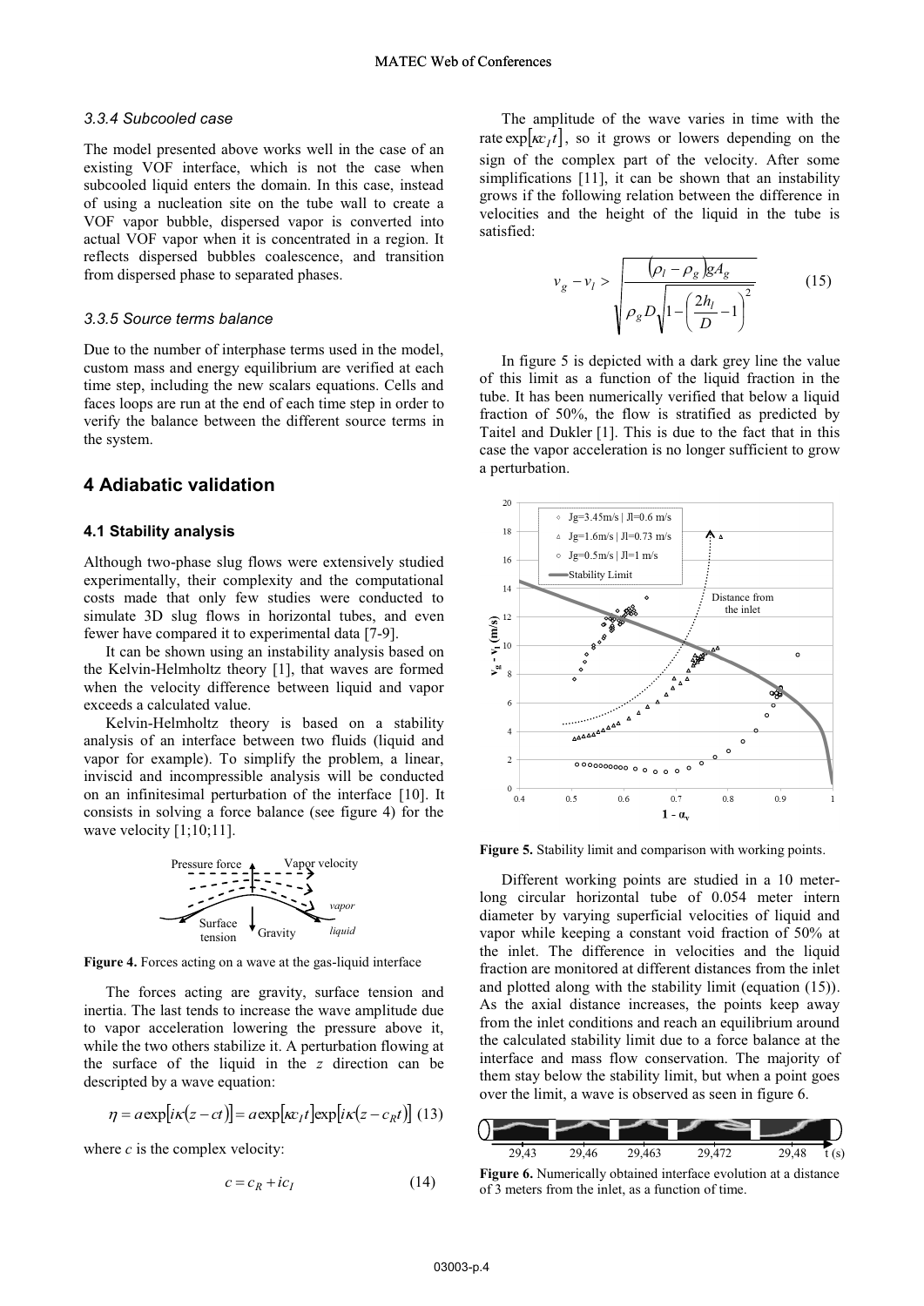#### 3.3.4 Subcooled case

The model presented above works well in the case of an existing VOF interface, which is not the case when subcooled liquid enters the domain. In this case, instead of using a nucleation site on the tube wall to create a VOF vapor bubble, dispersed vapor is converted into actual VOF vapor when it is concentrated in a region. It reflects dispersed bubbles coalescence, and transition from dispersed phase to separated phases.

#### 3.3.5 Source terms balance

Due to the number of interphase terms used in the model, custom mass and energy equilibrium are verified at each time step, including the new scalars equations. Cells and faces loops are run at the end of each time step in order to verify the balance between the different source terms in the system.

## 4 Adiabatic validation

### 4.1 Stability analysis

Although two-phase slug flows were extensively studied experimentally, their complexity and the computational costs made that only few studies were conducted to simulate 3D slug flows in horizontal tubes, and even fewer have compared it to experimental data [7-9].

It can be shown using an instability analysis based on the Kelvin-Helmholtz theory [1], that waves are formed when the velocity difference between liquid and vapor exceeds a calculated value.

Kelvin-Helmholtz theory is based on a stability analysis of an interface between two fluids (liquid and vapor for example). To simplify the problem, a linear, inviscid and incompressible analysis will be conducted on an infinitesimal perturbation of the interface [10]. It consists in solving a force balance (see figure 4) for the wave velocity [1;10;11].

**Figure 4.** Forces acting on a wave at the gas-liquid interface

The forces acting are gravity, surface tension and inertia. The last tends to increase the wave amplitude due to vapor acceleration lowering the pressure above it, while the two others stabilize it. A perturbation flowing at the surface of the liquid in the $z$ direction can be descripted by a wave equation:

$$\eta = a\exp[i\kappa(z-ct)] = a\exp[\kappa c_I t]\exp[i\kappa(z-c_R t)] \quad (13)$$

where $c$ is the complex velocity:

$$c = c_R + ic_I \quad (14)$$

The amplitude of the wave varies in time with the rate $\exp[\kappa c_I t]$, so it grows or lowers depending on the sign of the complex part of the velocity. After some simplifications [11], it can be shown that an instability grows if the following relation between the difference in velocities and the height of the liquid in the tube is satisfied:

$$v_g - v_l > \sqrt{\frac{(\rho_l - \rho_g)gA_g}{\rho_g D\sqrt{1-\left(\frac{2h_l}{D}-1\right)^2}}} \quad (15)$$

In figure 5 is depicted with a dark grey line the value of this limit as a function of the liquid fraction in the tube. It has been numerically verified that below a liquid fraction of 50%, the flow is stratified as predicted by Taitel and Dukler [1]. This is due to the fact that in this case the vapor acceleration is no longer sufficient to grow a perturbation.

**Figure 5.** Stability limit and comparison with working points.

Different working points are studied in a 10 meter-long circular horizontal tube of 0.054 meter intern diameter by varying superficial velocities of liquid and vapor while keeping a constant void fraction of 50% at the inlet. The difference in velocities and the liquid fraction are monitored at different distances from the inlet and plotted along with the stability limit (equation (15)). As the axial distance increases, the points keep away from the inlet conditions and reach an equilibrium around the calculated stability limit due to a force balance at the interface and mass flow conservation. The majority of them stay below the stability limit, but when a point goes over the limit, a wave is observed as seen in figure 6.

**Figure 6.** Numerically obtained interface evolution at a distance of 3 meters from the inlet, as a function of time.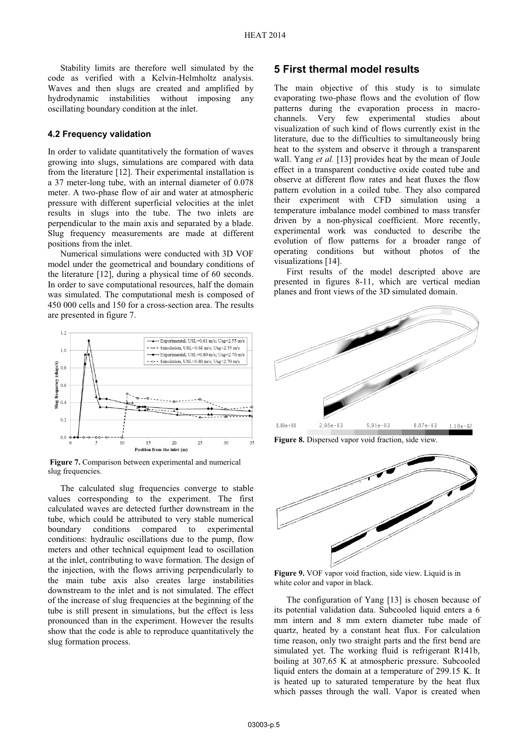Stability limits are therefore well simulated by the code as verified with a Kelvin-Helmholtz analysis. Waves and then slugs are created and amplified by hydrodynamic instabilities without imposing any oscillating boundary condition at the inlet.

### 4.2 Frequency validation

In order to validate quantitatively the formation of waves growing into slugs, simulations are compared with data from the literature [12]. Their experimental installation is a 37 meter-long tube, with an internal diameter of 0.078 meter. A two-phase flow of air and water at atmospheric pressure with different superficial velocities at the inlet results in slugs into the tube. The two inlets are perpendicular to the main axis and separated by a blade. Slug frequency measurements are made at different positions from the inlet.

Numerical simulations were conducted with 3D VOF model under the geometrical and boundary conditions of the literature [12], during a physical time of 60 seconds. In order to save computational resources, half the domain was simulated. The computational mesh is composed of 450 000 cells and 150 for a cross-section area. The results are presented in figure 7.

**Figure 7.** Comparison between experimental and numerical slug frequencies.

The calculated slug frequencies converge to stable values corresponding to the experiment. The first calculated waves are detected further downstream in the tube, which could be attributed to very stable numerical boundary conditions compared to experimental conditions: hydraulic oscillations due to the pump, flow meters and other technical equipment lead to oscillation at the inlet, contributing to wave formation. The design of the injection, with the flows arriving perpendicularly to the main tube axis also creates large instabilities downstream to the inlet and is not simulated. The effect of the increase of slug frequencies at the beginning of the tube is still present in simulations, but the effect is less pronounced than in the experiment. However the results show that the code is able to reproduce quantitatively the slug formation process.

## 5 First thermal model results

The main objective of this study is to simulate evaporating two-phase flows and the evolution of flow patterns during the evaporation process in macro-channels. Very few experimental studies about visualization of such kind of flows currently exist in the literature, due to the difficulties to simultaneously bring heat to the system and observe it through a transparent wall. Yang *et al.* [13] provides heat by the mean of Joule effect in a transparent conductive oxide coated tube and observe at different flow rates and heat fluxes the flow pattern evolution in a coiled tube. They also compared their experiment with CFD simulation using a temperature imbalance model combined to mass transfer driven by a non-physical coefficient. More recently, experimental work was conducted to describe the evolution of flow patterns for a broader range of operating conditions but without photos of the visualizations [14].

First results of the model descripted above are presented in figures 8-11, which are vertical median planes and front views of the 3D simulated domain.

**Figure 8.** Dispersed vapor void fraction, side view.

**Figure 9.** VOF vapor void fraction, side view. Liquid is in white color and vapor in black.

The configuration of Yang [13] is chosen because of its potential validation data. Subcooled liquid enters a 6 mm intern and 8 mm extern diameter tube made of quartz, heated by a constant heat flux. For calculation time reason, only two straight parts and the first bend are simulated yet. The working fluid is refrigerant R141b, boiling at 307.65 K at atmospheric pressure. Subcooled liquid enters the domain at a temperature of 299.15 K. It is heated up to saturated temperature by the heat flux which passes through the wall. Vapor is created when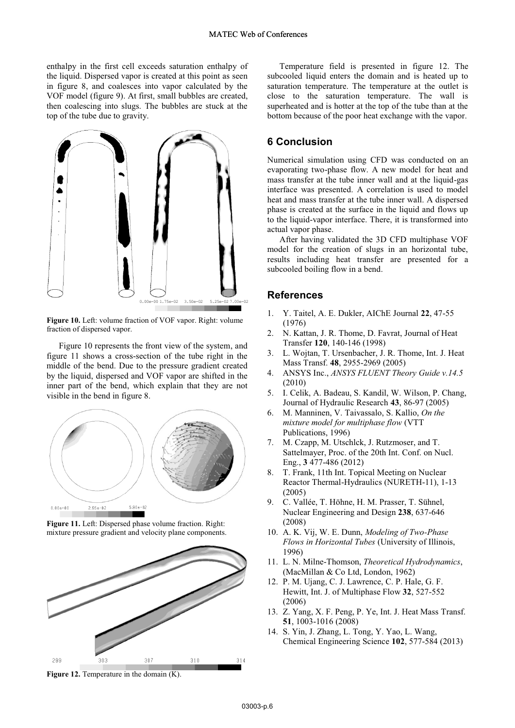enthalpy in the first cell exceeds saturation enthalpy of the liquid. Dispersed vapor is created at this point as seen in figure 8, and coalesces into vapor calculated by the VOF model (figure 9). At first, small bubbles are created, then coalescing into slugs. The bubbles are stuck at the top of the tube due to gravity.

0.00e-00 1.75e-02 3.50e-02 5.25e-02 7.00e-02

**Figure 10.** Left: volume fraction of VOF vapor. Right: volume fraction of dispersed vapor.

Figure 10 represents the front view of the system, and figure 11 shows a cross-section of the tube right in the middle of the bend. Due to the pressure gradient created by the liquid, dispersed and VOF vapor are shifted in the inner part of the bend, which explain that they are not visible in the bend in figure 8.

0.00e+00 2.95e-02 5.90e-02

**Figure 11.** Left: Dispersed phase volume fraction. Right: mixture pressure gradient and velocity plane components.

299 303 307 310 314

**Figure 12.** Temperature in the domain (K).

Temperature field is presented in figure 12. The subcooled liquid enters the domain and is heated up to saturation temperature. The temperature at the outlet is close to the saturation temperature. The wall is superheated and is hotter at the top of the tube than at the bottom because of the poor heat exchange with the vapor.

## 6 Conclusion

Numerical simulation using CFD was conducted on an evaporating two-phase flow. A new model for heat and mass transfer at the tube inner wall and at the liquid-gas interface was presented. A correlation is used to model heat and mass transfer at the tube inner wall. A dispersed phase is created at the surface in the liquid and flows up to the liquid-vapor interface. There, it is transformed into actual vapor phase.

After having validated the 3D CFD multiphase VOF model for the creation of slugs in an horizontal tube, results including heat transfer are presented for a subcooled boiling flow in a bend.

## References

1. Y. Taitel, A. E. Dukler, AIChE Journal **22**, 47-55 (1976)
2. N. Kattan, J. R. Thome, D. Favrat, Journal of Heat Transfer **120**, 140-146 (1998)
3. L. Wojtan, T. Ursenbacher, J. R. Thome, Int. J. Heat Mass Transf. **48**, 2955-2969 (2005)
4. ANSYS Inc., *ANSYS FLUENT Theory Guide v.14.5* (2010)
5. I. Celik, A. Badeau, S. Kandil, W. Wilson, P. Chang, Journal of Hydraulic Research **43**, 86-97 (2005)
6. M. Manninen, V. Taivassalo, S. Kallio, *On the mixture model for multiphase flow* (VTT Publications, 1996)
7. M. Czapp, M. Utschlck, J. Rutzmoser, and T. Sattelmayer, Proc. of the 20th Int. Conf. on Nucl. Eng., **3** 477-486 (2012)
8. T. Frank, 11th Int. Topical Meeting on Nuclear Reactor Thermal-Hydraulics (NURETH-11), 1-13 (2005)
9. C. Vallée, T. Höhne, H. M. Prasser, T. Sühnel, Nuclear Engineering and Design **238**, 637-646 (2008)
10. A. K. Vij, W. E. Dunn, *Modeling of Two-Phase Flows in Horizontal Tubes* (University of Illinois, 1996)
11. L. N. Milne-Thomson, *Theoretical Hydrodynamics*, (MacMillan & Co Ltd, London, 1962)
12. P. M. Ujang, C. J. Lawrence, C. P. Hale, G. F. Hewitt, Int. J. of Multiphase Flow **32**, 527-552 (2006)
13. Z. Yang, X. F. Peng, P. Ye, Int. J. Heat Mass Transf. **51**, 1003-1016 (2008)
14. S. Yin, J. Zhang, L. Tong, Y. Yao, L. Wang, Chemical Engineering Science **102**, 577-584 (2013)